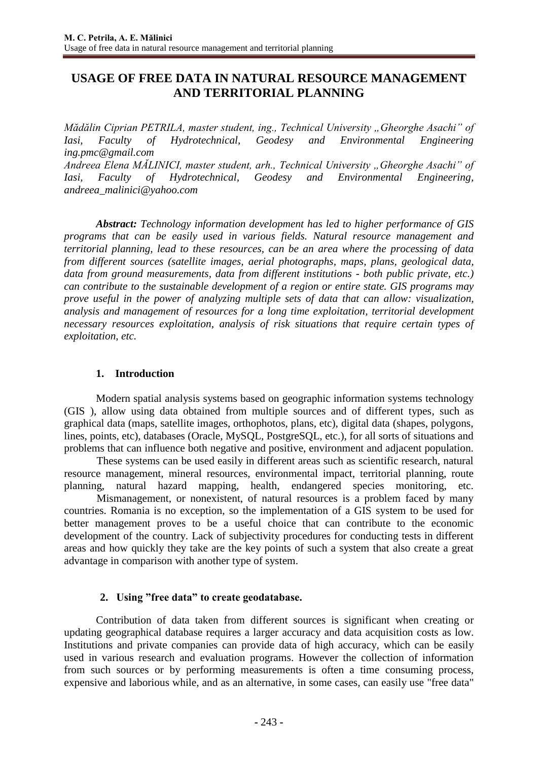# USAGE OF FREE DATA IN NATURAL RESOURCE MANAGEMENT AND TERRITORIAL PLANNING

*Mădălin Ciprian PETRILA, master student, ing., Technical University „Gheorghe Asachi" of Iasi, Faculty of Hydrotechnical, Geodesy and Environmental Engineering ing.pmc@gmail.com*

*Andreea Elena MĂLINICI, master student, arh., Technical University „Gheorghe Asachi" of Iasi, Faculty of Hydrotechnical, Geodesy and Environmental Engineering, andreea_malinici@yahoo.com*

***Abstract:** Technology information development has led to higher performance of GIS programs that can be easily used in various fields. Natural resource management and territorial planning, lead to these resources, can be an area where the processing of data from different sources (satellite images, aerial photographs, maps, plans, geological data, data from ground measurements, data from different institutions - both public private, etc.) can contribute to the sustainable development of a region or entire state. GIS programs may prove useful in the power of analyzing multiple sets of data that can allow: visualization, analysis and management of resources for a long time exploitation, territorial development necessary resources exploitation, analysis of risk situations that require certain types of exploitation, etc.*

## 1. Introduction

Modern spatial analysis systems based on geographic information systems technology (GIS ), allow using data obtained from multiple sources and of different types, such as graphical data (maps, satellite images, orthophotos, plans, etc), digital data (shapes, polygons, lines, points, etc), databases (Oracle, MySQL, PostgreSQL, etc.), for all sorts of situations and problems that can influence both negative and positive, environment and adjacent population.

These systems can be used easily in different areas such as scientific research, natural resource management, mineral resources, environmental impact, territorial planning, route planning, natural hazard mapping, health, endangered species monitoring, etc.

Mismanagement, or nonexistent, of natural resources is a problem faced by many countries. Romania is no exception, so the implementation of a GIS system to be used for better management proves to be a useful choice that can contribute to the economic development of the country. Lack of subjectivity procedures for conducting tests in different areas and how quickly they take are the key points of such a system that also create a great advantage in comparison with another type of system.

## 2. Using "free data" to create geodatabase.

Contribution of data taken from different sources is significant when creating or updating geographical database requires a larger accuracy and data acquisition costs as low. Institutions and private companies can provide data of high accuracy, which can be easily used in various research and evaluation programs. However the collection of information from such sources or by performing measurements is often a time consuming process, expensive and laborious while, and as an alternative, in some cases, can easily use "free data"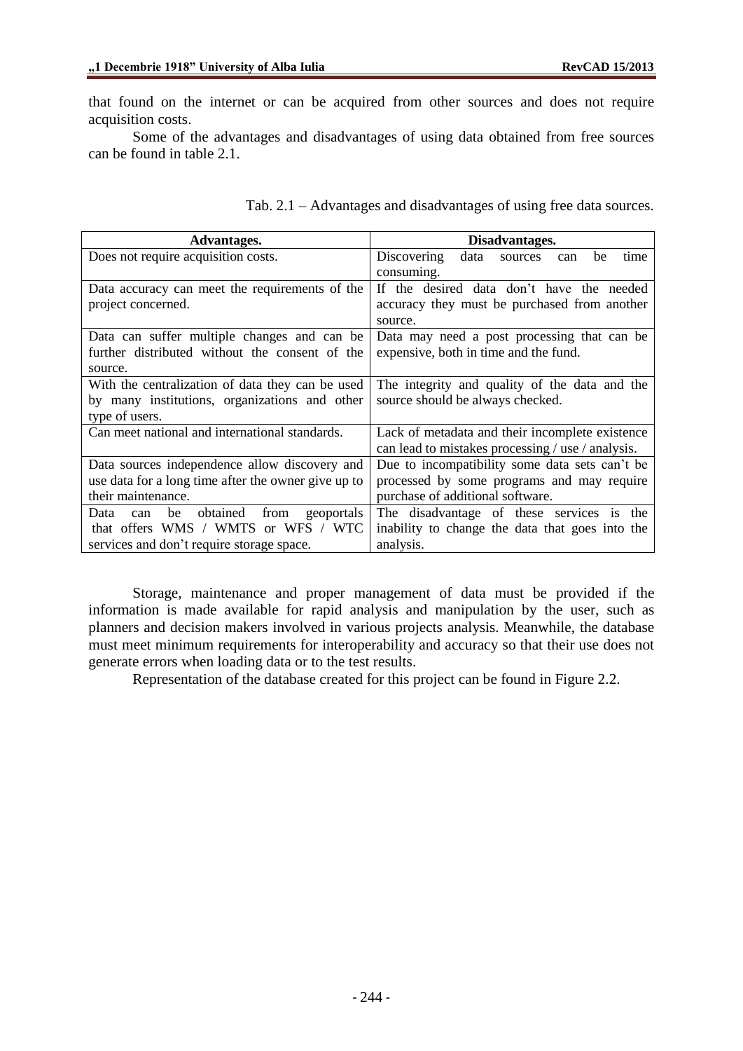that found on the internet or can be acquired from other sources and does not require acquisition costs.

Some of the advantages and disadvantages of using data obtained from free sources can be found in table 2.1.

Tab. 2.1 – Advantages and disadvantages of using free data sources.

| Advantages. | Disadvantages. |
|---|---|
| Does not require acquisition costs. | Discovering data sources can be time consuming. |
| Data accuracy can meet the requirements of the project concerned. | If the desired data don't have the needed accuracy they must be purchased from another source. |
| Data can suffer multiple changes and can be further distributed without the consent of the source. | Data may need a post processing that can be expensive, both in time and the fund. |
| With the centralization of data they can be used by many institutions, organizations and other type of users. | The integrity and quality of the data and the source should be always checked. |
| Can meet national and international standards. | Lack of metadata and their incomplete existence can lead to mistakes processing / use / analysis. |
| Data sources independence allow discovery and use data for a long time after the owner give up to their maintenance. | Due to incompatibility some data sets can't be processed by some programs and may require purchase of additional software. |
| Data can be obtained from geoportals that offers WMS / WMTS or WFS / WTC services and don't require storage space. | The disadvantage of these services is the inability to change the data that goes into the analysis. |

Storage, maintenance and proper management of data must be provided if the information is made available for rapid analysis and manipulation by the user, such as planners and decision makers involved in various projects analysis. Meanwhile, the database must meet minimum requirements for interoperability and accuracy so that their use does not generate errors when loading data or to the test results.

Representation of the database created for this project can be found in Figure 2.2.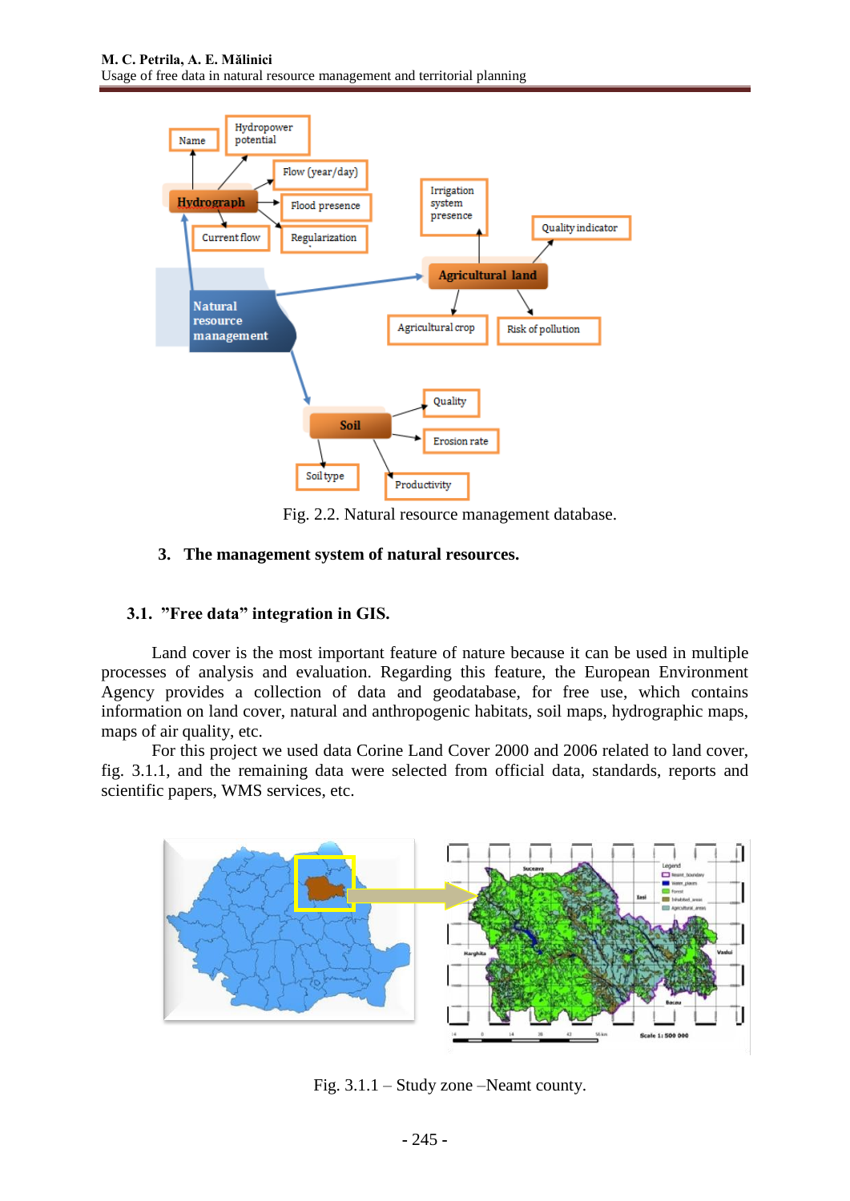Fig. 2.2. Natural resource management database.

## 3. The management system of natural resources.

### 3.1. ”Free data” integration in GIS.

Land cover is the most important feature of nature because it can be used in multiple processes of analysis and evaluation. Regarding this feature, the European Environment Agency provides a collection of data and geodatabase, for free use, which contains information on land cover, natural and anthropogenic habitats, soil maps, hydrographic maps, maps of air quality, etc.

For this project we used data Corine Land Cover 2000 and 2006 related to land cover, fig. 3.1.1, and the remaining data were selected from official data, standards, reports and scientific papers, WMS services, etc.

Fig. 3.1.1 – Study zone –Neamt county.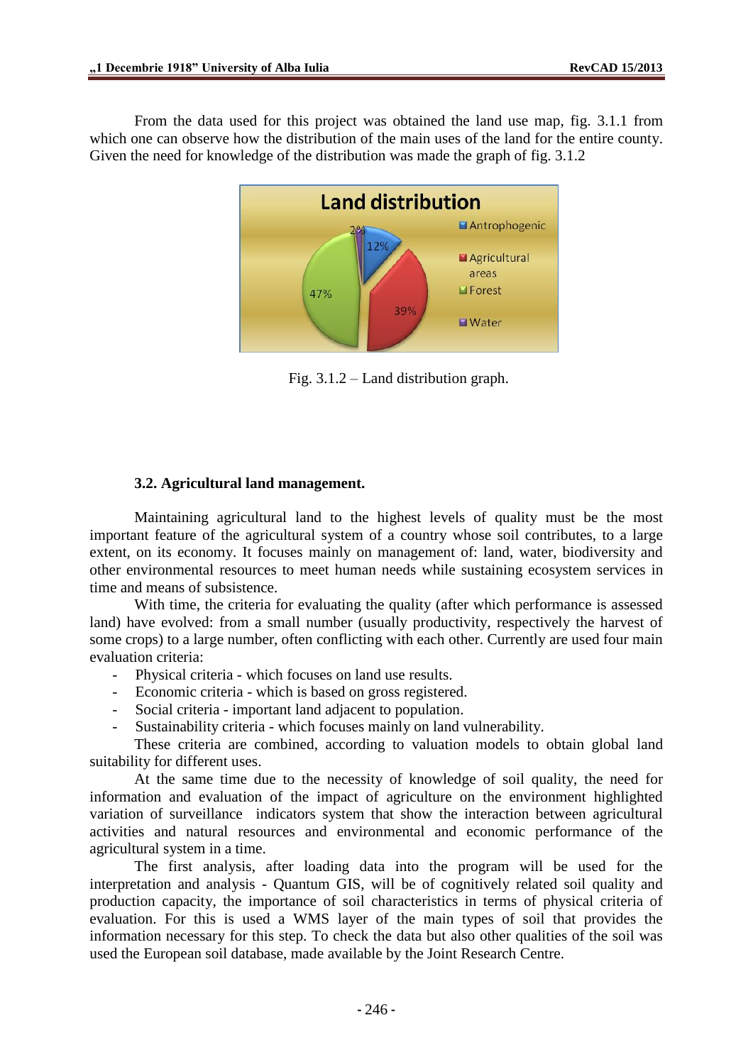From the data used for this project was obtained the land use map, fig. 3.1.1 from which one can observe how the distribution of the main uses of the land for the entire county. Given the need for knowledge of the distribution was made the graph of fig. 3.1.2

Fig. 3.1.2 – Land distribution graph.

### 3.2. Agricultural land management.

Maintaining agricultural land to the highest levels of quality must be the most important feature of the agricultural system of a country whose soil contributes, to a large extent, on its economy. It focuses mainly on management of: land, water, biodiversity and other environmental resources to meet human needs while sustaining ecosystem services in time and means of subsistence.

With time, the criteria for evaluating the quality (after which performance is assessed land) have evolved: from a small number (usually productivity, respectively the harvest of some crops) to a large number, often conflicting with each other. Currently are used four main evaluation criteria:

- Physical criteria - which focuses on land use results.
- Economic criteria - which is based on gross registered.
- Social criteria - important land adjacent to population.
- Sustainability criteria - which focuses mainly on land vulnerability.

These criteria are combined, according to valuation models to obtain global land suitability for different uses.

At the same time due to the necessity of knowledge of soil quality, the need for information and evaluation of the impact of agriculture on the environment highlighted variation of surveillance indicators system that show the interaction between agricultural activities and natural resources and environmental and economic performance of the agricultural system in a time.

The first analysis, after loading data into the program will be used for the interpretation and analysis - Quantum GIS, will be of cognitively related soil quality and production capacity, the importance of soil characteristics in terms of physical criteria of evaluation. For this is used a WMS layer of the main types of soil that provides the information necessary for this step. To check the data but also other qualities of the soil was used the European soil database, made available by the Joint Research Centre.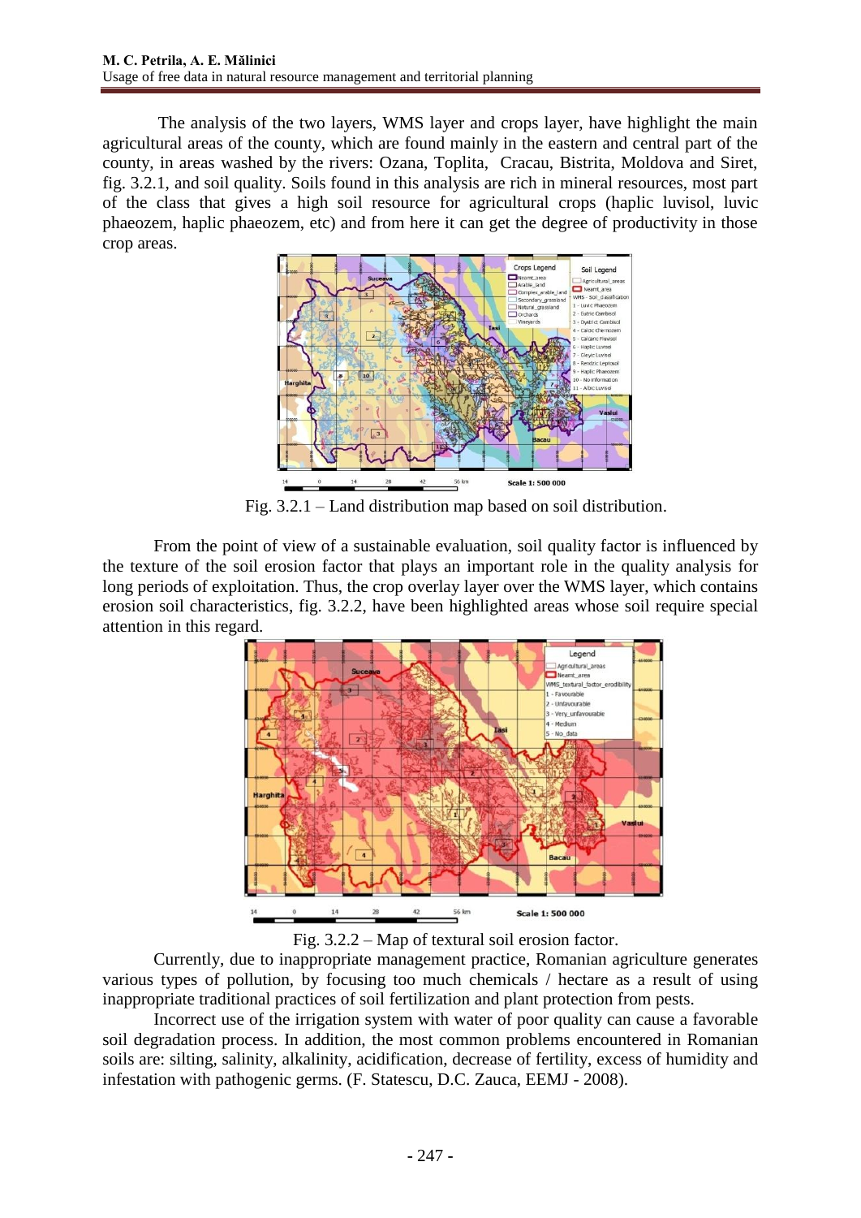The analysis of the two layers, WMS layer and crops layer, have highlight the main agricultural areas of the county, which are found mainly in the eastern and central part of the county, in areas washed by the rivers: Ozana, Toplita, Cracau, Bistrita, Moldova and Siret, fig. 3.2.1, and soil quality. Soils found in this analysis are rich in mineral resources, most part of the class that gives a high soil resource for agricultural crops (haplic luvisol, luvic phaeozem, haplic phaeozem, etc) and from here it can get the degree of productivity in those crop areas.

Fig. 3.2.1 – Land distribution map based on soil distribution.

From the point of view of a sustainable evaluation, soil quality factor is influenced by the texture of the soil erosion factor that plays an important role in the quality analysis for long periods of exploitation. Thus, the crop overlay layer over the WMS layer, which contains erosion soil characteristics, fig. 3.2.2, have been highlighted areas whose soil require special attention in this regard.

Fig. 3.2.2 – Map of textural soil erosion factor.

Currently, due to inappropriate management practice, Romanian agriculture generates various types of pollution, by focusing too much chemicals / hectare as a result of using inappropriate traditional practices of soil fertilization and plant protection from pests.

Incorrect use of the irrigation system with water of poor quality can cause a favorable soil degradation process. In addition, the most common problems encountered in Romanian soils are: silting, salinity, alkalinity, acidification, decrease of fertility, excess of humidity and infestation with pathogenic germs. (F. Statescu, D.C. Zauca, EEMJ - 2008).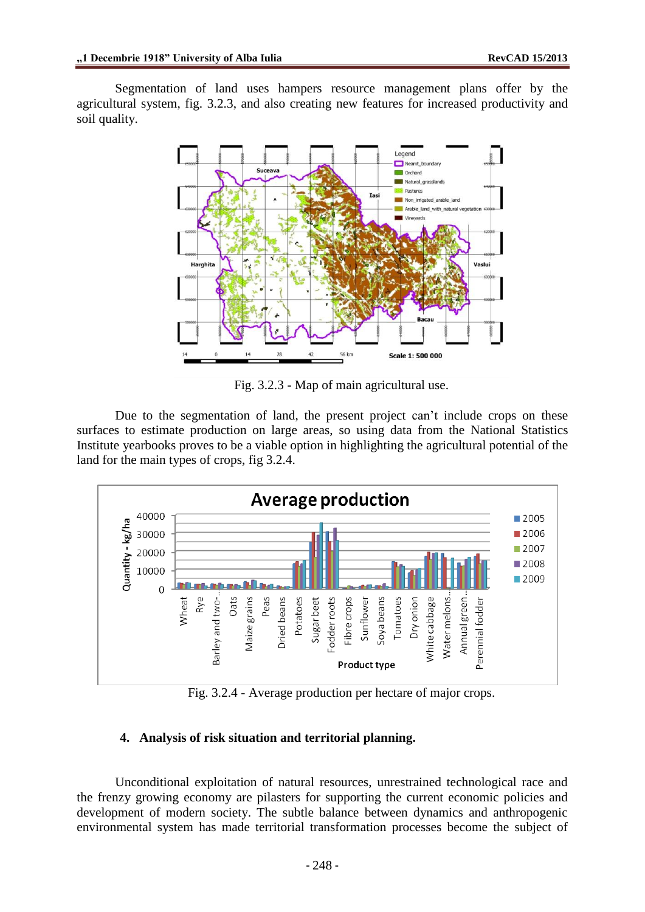Segmentation of land uses hampers resource management plans offer by the agricultural system, fig. 3.2.3, and also creating new features for increased productivity and soil quality.

Fig. 3.2.3 - Map of main agricultural use.

Due to the segmentation of land, the present project can't include crops on these surfaces to estimate production on large areas, so using data from the National Statistics Institute yearbooks proves to be a viable option in highlighting the agricultural potential of the land for the main types of crops, fig 3.2.4.

Fig. 3.2.4 - Average production per hectare of major crops.

## 4. Analysis of risk situation and territorial planning.

Unconditional exploitation of natural resources, unrestrained technological race and the frenzy growing economy are pilasters for supporting the current economic policies and development of modern society. The subtle balance between dynamics and anthropogenic environmental system has made territorial transformation processes become the subject of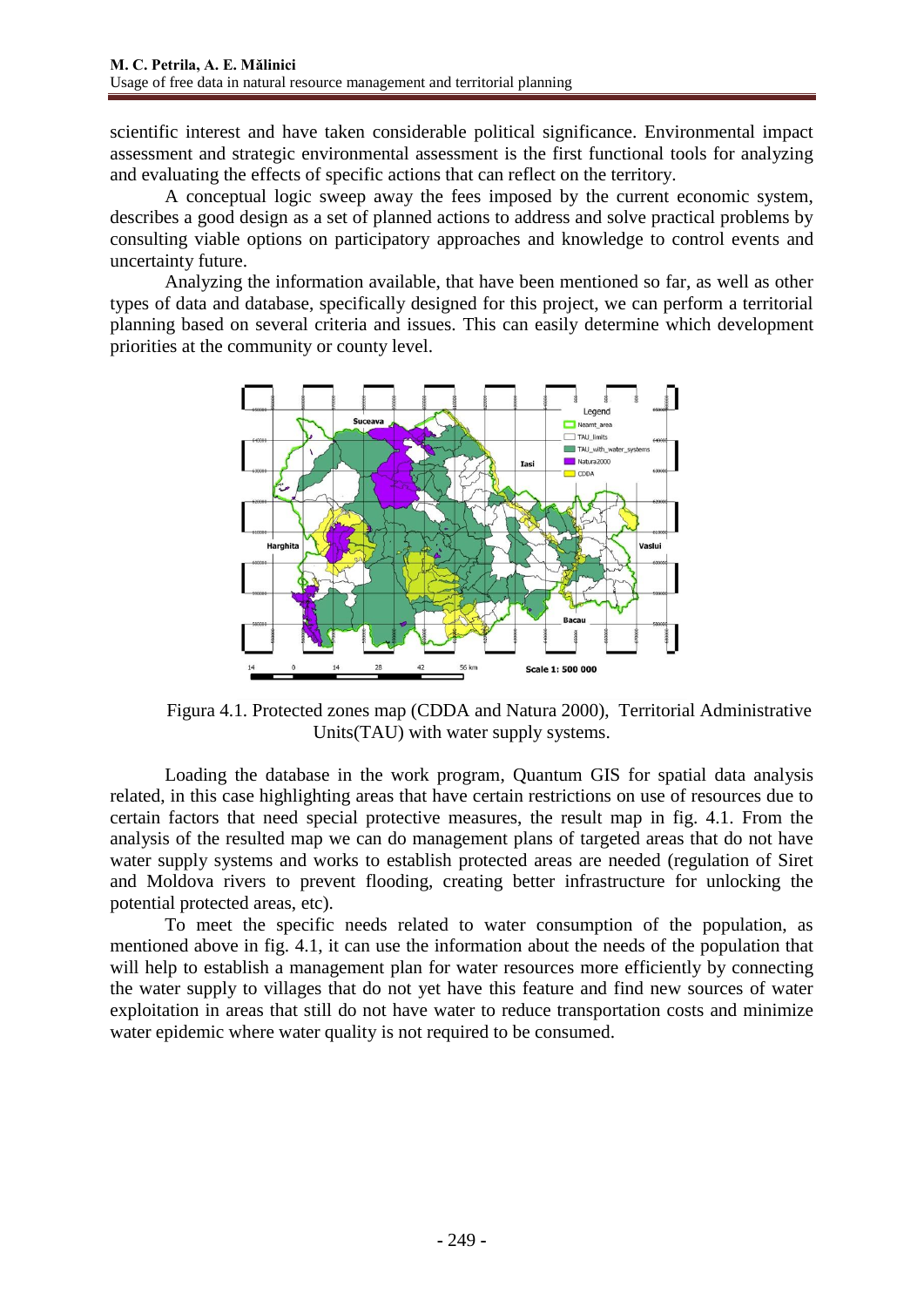scientific interest and have taken considerable political significance. Environmental impact assessment and strategic environmental assessment is the first functional tools for analyzing and evaluating the effects of specific actions that can reflect on the territory.

A conceptual logic sweep away the fees imposed by the current economic system, describes a good design as a set of planned actions to address and solve practical problems by consulting viable options on participatory approaches and knowledge to control events and uncertainty future.

Analyzing the information available, that have been mentioned so far, as well as other types of data and database, specifically designed for this project, we can perform a territorial planning based on several criteria and issues. This can easily determine which development priorities at the community or county level.

Figura 4.1. Protected zones map (CDDA and Natura 2000), Territorial Administrative Units(TAU) with water supply systems.

Loading the database in the work program, Quantum GIS for spatial data analysis related, in this case highlighting areas that have certain restrictions on use of resources due to certain factors that need special protective measures, the result map in fig. 4.1. From the analysis of the resulted map we can do management plans of targeted areas that do not have water supply systems and works to establish protected areas are needed (regulation of Siret and Moldova rivers to prevent flooding, creating better infrastructure for unlocking the potential protected areas, etc).

To meet the specific needs related to water consumption of the population, as mentioned above in fig. 4.1, it can use the information about the needs of the population that will help to establish a management plan for water resources more efficiently by connecting the water supply to villages that do not yet have this feature and find new sources of water exploitation in areas that still do not have water to reduce transportation costs and minimize water epidemic where water quality is not required to be consumed.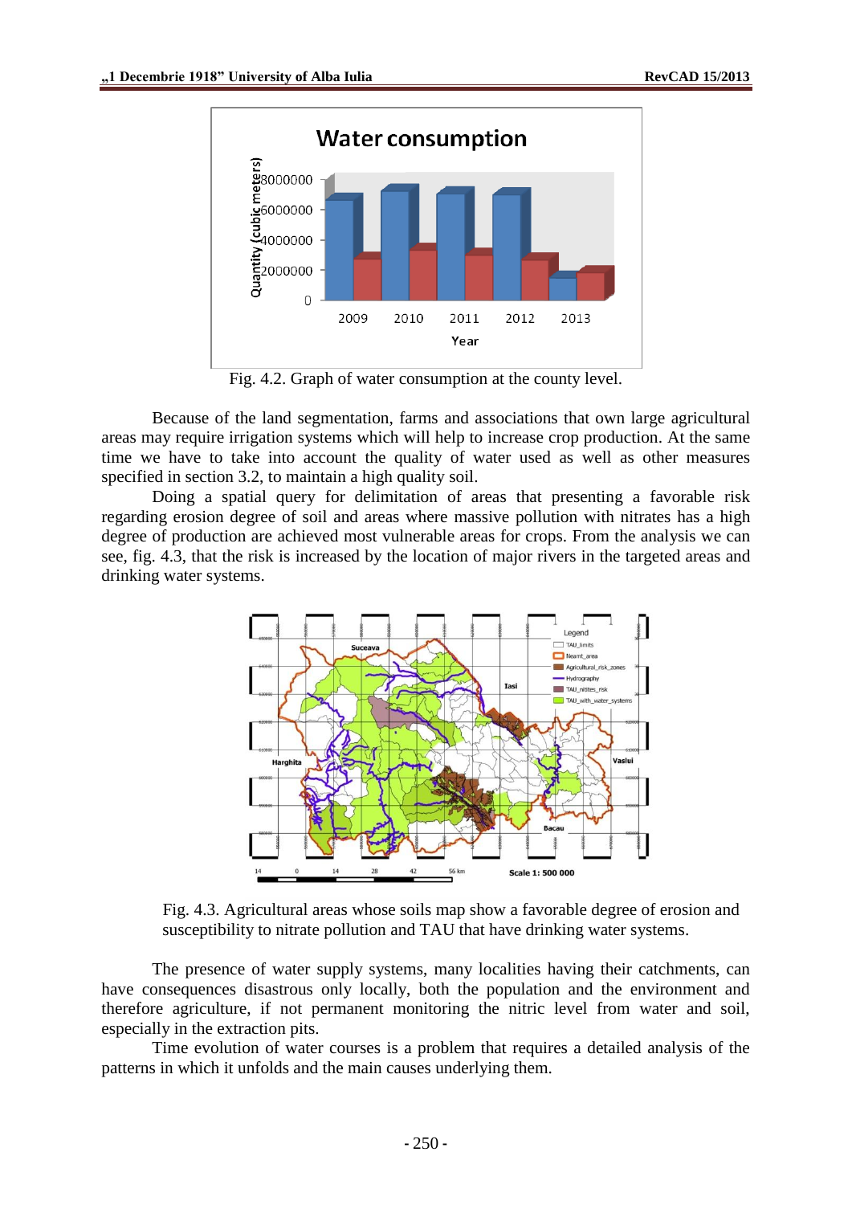Fig. 4.2. Graph of water consumption at the county level.

Because of the land segmentation, farms and associations that own large agricultural areas may require irrigation systems which will help to increase crop production. At the same time we have to take into account the quality of water used as well as other measures specified in section 3.2, to maintain a high quality soil.

Doing a spatial query for delimitation of areas that presenting a favorable risk regarding erosion degree of soil and areas where massive pollution with nitrates has a high degree of production are achieved most vulnerable areas for crops. From the analysis we can see, fig. 4.3, that the risk is increased by the location of major rivers in the targeted areas and drinking water systems.

Fig. 4.3. Agricultural areas whose soils map show a favorable degree of erosion and susceptibility to nitrate pollution and TAU that have drinking water systems.

The presence of water supply systems, many localities having their catchments, can have consequences disastrous only locally, both the population and the environment and therefore agriculture, if not permanent monitoring the nitric level from water and soil, especially in the extraction pits.

Time evolution of water courses is a problem that requires a detailed analysis of the patterns in which it unfolds and the main causes underlying them.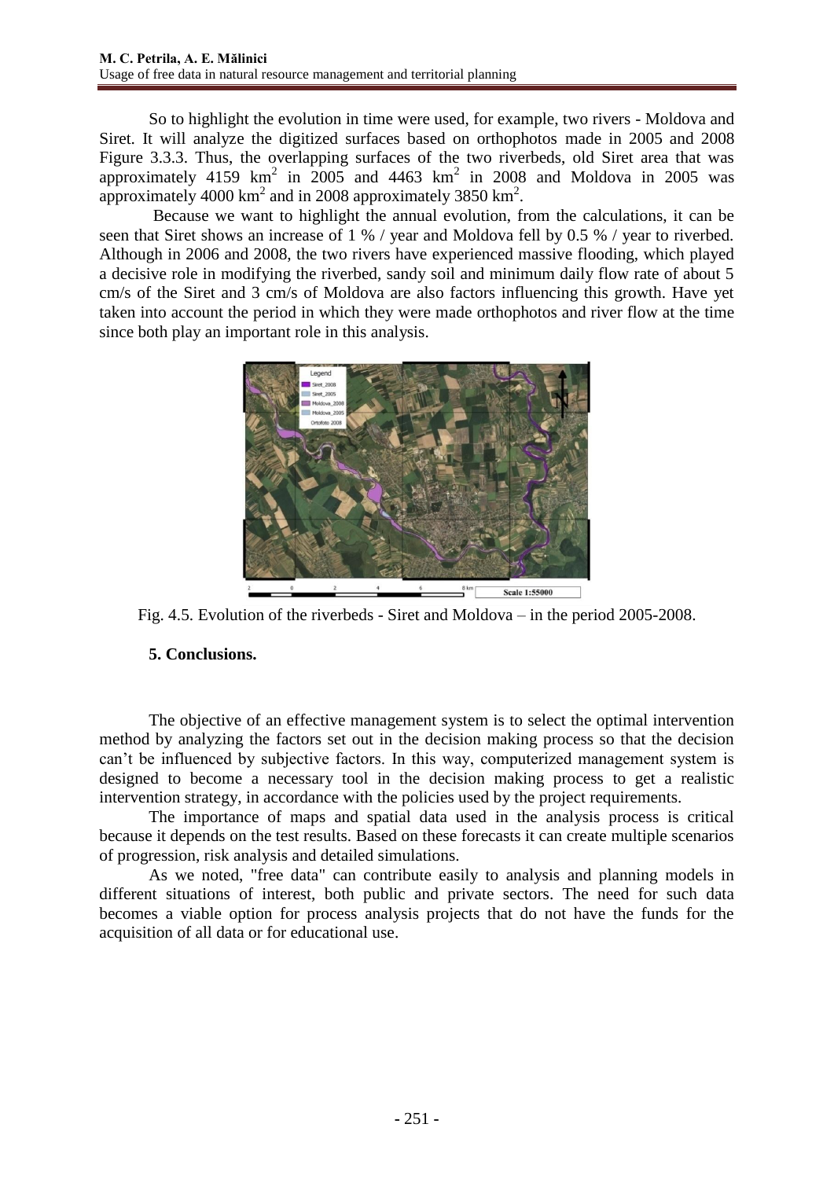So to highlight the evolution in time were used, for example, two rivers - Moldova and Siret. It will analyze the digitized surfaces based on orthophotos made in 2005 and 2008 Figure 3.3.3. Thus, the overlapping surfaces of the two riverbeds, old Siret area that was approximately 4159 $km^2$ in 2005 and 4463 $km^2$ in 2008 and Moldova in 2005 was approximately 4000 $km^2$ and in 2008 approximately 3850 $km^2$.

Because we want to highlight the annual evolution, from the calculations, it can be seen that Siret shows an increase of 1 % / year and Moldova fell by 0.5 % / year to riverbed. Although in 2006 and 2008, the two rivers have experienced massive flooding, which played a decisive role in modifying the riverbed, sandy soil and minimum daily flow rate of about 5 cm/s of the Siret and 3 cm/s of Moldova are also factors influencing this growth. Have yet taken into account the period in which they were made orthophotos and river flow at the time since both play an important role in this analysis.

Fig. 4.5. Evolution of the riverbeds - Siret and Moldova – in the period 2005-2008.

## 5. Conclusions.

The objective of an effective management system is to select the optimal intervention method by analyzing the factors set out in the decision making process so that the decision can't be influenced by subjective factors. In this way, computerized management system is designed to become a necessary tool in the decision making process to get a realistic intervention strategy, in accordance with the policies used by the project requirements.

The importance of maps and spatial data used in the analysis process is critical because it depends on the test results. Based on these forecasts it can create multiple scenarios of progression, risk analysis and detailed simulations.

As we noted, "free data" can contribute easily to analysis and planning models in different situations of interest, both public and private sectors. The need for such data becomes a viable option for process analysis projects that do not have the funds for the acquisition of all data or for educational use.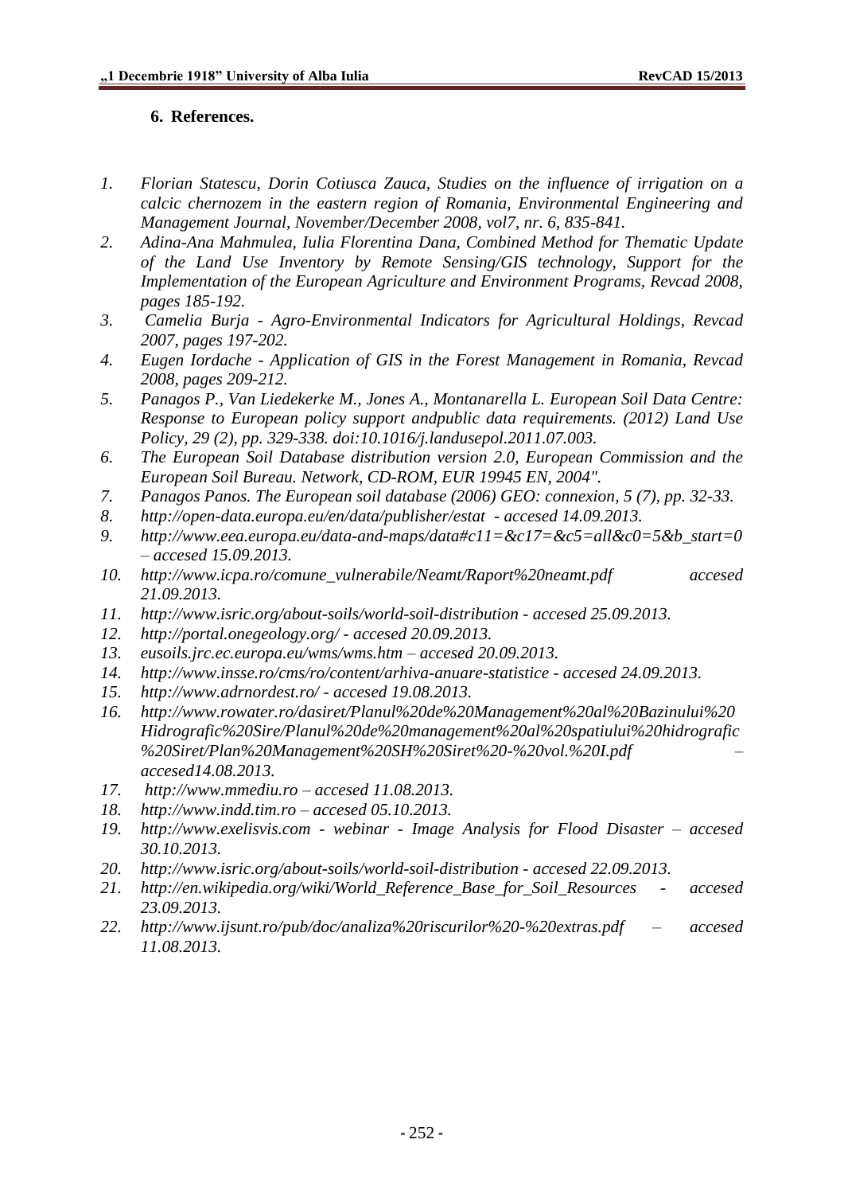## 6. References.

1. *Florian Statescu, Dorin Cotiusca Zauca, Studies on the influence of irrigation on a calcic chernozem in the eastern region of Romania, Environmental Engineering and Management Journal, November/December 2008, vol7, nr. 6, 835-841.*
2. *Adina-Ana Mahmulea, Iulia Florentina Dana, Combined Method for Thematic Update of the Land Use Inventory by Remote Sensing/GIS technology, Support for the Implementation of the European Agriculture and Environment Programs, Revcad 2008, pages 185-192.*
3. *Camelia Burja - Agro-Environmental Indicators for Agricultural Holdings, Revcad 2007, pages 197-202.*
4. *Eugen Iordache - Application of GIS in the Forest Management in Romania, Revcad 2008, pages 209-212.*
5. *Panagos P., Van Liedekerke M., Jones A., Montanarella L. European Soil Data Centre: Response to European policy support andpublic data requirements. (2012) Land Use Policy, 29 (2), pp. 329-338. doi:10.1016/j.landusepol.2011.07.003.*
6. *The European Soil Database distribution version 2.0, European Commission and the European Soil Bureau. Network, CD-ROM, EUR 19945 EN, 2004".*
7. *Panagos Panos. The European soil database (2006) GEO: connexion, 5 (7), pp. 32-33.*
8. *http://open-data.europa.eu/en/data/publisher/estat - accesed 14.09.2013.*
9. *http://www.eea.europa.eu/data-and-maps/data#c11=&c17=&c5=all&c0=5&b_start=0 – accesed 15.09.2013.*
10. *http://www.icpa.ro/comune_vulnerabile/Neamt/Raport%20neamt.pdf accesed 21.09.2013.*
11. *http://www.isric.org/about-soils/world-soil-distribution - accesed 25.09.2013.*
12. *http://portal.onegeology.org/ - accesed 20.09.2013.*
13. *eusoils.jrc.ec.europa.eu/wms/wms.htm – accesed 20.09.2013.*
14. *http://www.insse.ro/cms/ro/content/arhiva-anuare-statistice - accesed 24.09.2013.*
15. *http://www.adrnordest.ro/ - accesed 19.08.2013.*
16. *http://www.rowater.ro/dasiret/Planul%20de%20Management%20al%20Bazinului%20Hidrografic%20Sire/Planul%20de%20management%20al%20spatiului%20hidrografic%20Siret/Plan%20Management%20SH%20Siret%20-%20vol.%20I.pdf – accesed14.08.2013.*
17. *http://www.mmediu.ro – accesed 11.08.2013.*
18. *http://www.indd.tim.ro – accesed 05.10.2013.*
19. *http://www.exelisvis.com - webinar - Image Analysis for Flood Disaster – accesed 30.10.2013.*
20. *http://www.isric.org/about-soils/world-soil-distribution - accesed 22.09.2013.*
21. *http://en.wikipedia.org/wiki/World_Reference_Base_for_Soil_Resources - accesed 23.09.2013.*
22. *http://www.ijsunt.ro/pub/doc/analiza%20riscurilor%20-%20extras.pdf – accesed 11.08.2013.*